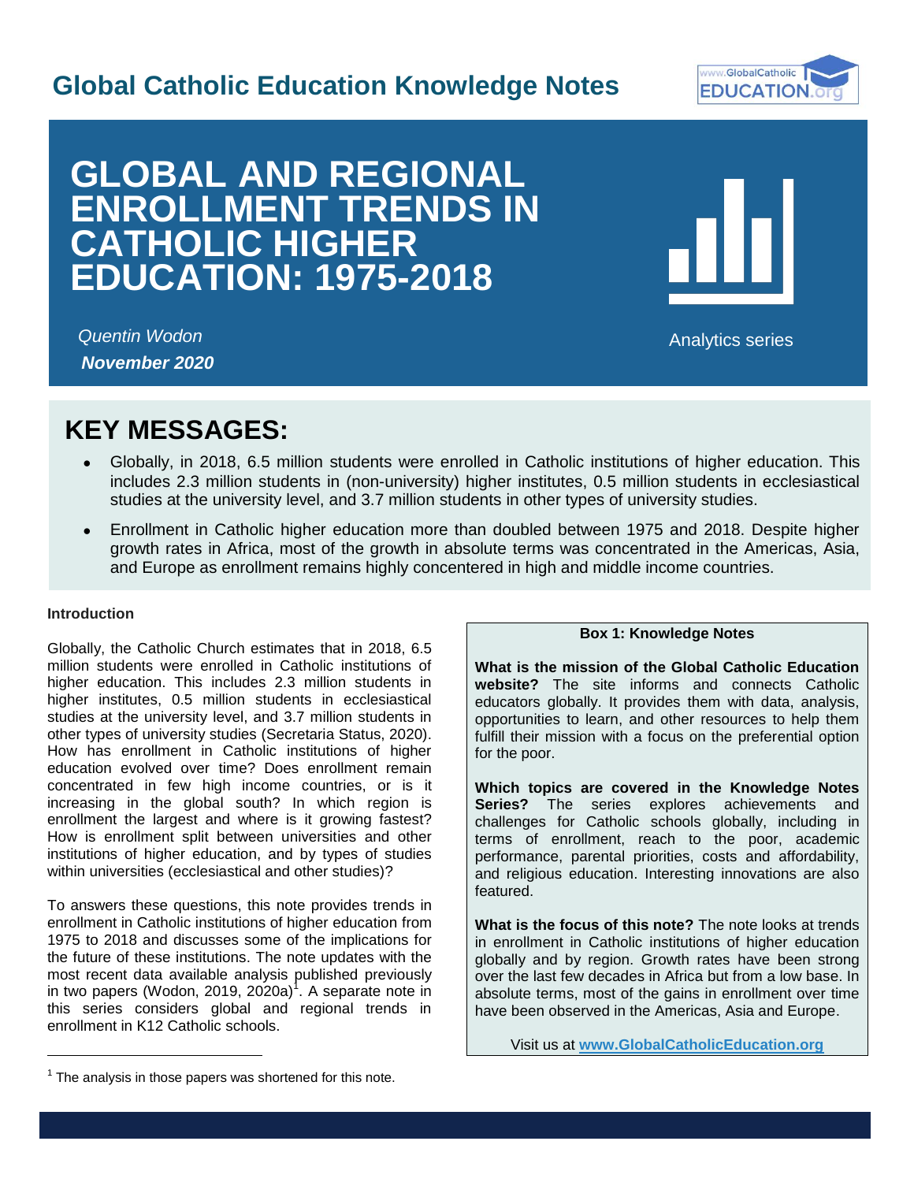# Global Catholic Education Knowledge Notes

# GLOBAL AND REGIONAL ENROLLMENT TRENDS IN CATHOLIC HIGHER EDUCATION: 1975-2018

*Quentin Wodon*

***November 2020***

Analytics series

## KEY MESSAGES:

- Globally, in 2018, 6.5 million students were enrolled in Catholic institutions of higher education. This includes 2.3 million students in (non-university) higher institutes, 0.5 million students in ecclesiastical studies at the university level, and 3.7 million students in other types of university studies.
- Enrollment in Catholic higher education more than doubled between 1975 and 2018. Despite higher growth rates in Africa, most of the growth in absolute terms was concentrated in the Americas, Asia, and Europe as enrollment remains highly concentered in high and middle income countries.

**Introduction**

Globally, the Catholic Church estimates that in 2018, 6.5 million students were enrolled in Catholic institutions of higher education. This includes 2.3 million students in higher institutes, 0.5 million students in ecclesiastical studies at the university level, and 3.7 million students in other types of university studies (Secretaria Status, 2020). How has enrollment in Catholic institutions of higher education evolved over time? Does enrollment remain concentrated in few high income countries, or is it increasing in the global south? In which region is enrollment the largest and where is it growing fastest? How is enrollment split between universities and other institutions of higher education, and by types of studies within universities (ecclesiastical and other studies)?

To answers these questions, this note provides trends in enrollment in Catholic institutions of higher education from 1975 to 2018 and discusses some of the implications for the future of these institutions. The note updates with the most recent data available analysis published previously in two papers (Wodon, 2019, 2020a)[1]. A separate note in this series considers global and regional trends in enrollment in K12 Catholic schools.

> **Box 1: Knowledge Notes**
>
> **What is the mission of the Global Catholic Education website?** The site informs and connects Catholic educators globally. It provides them with data, analysis, opportunities to learn, and other resources to help them fulfill their mission with a focus on the preferential option for the poor.
>
> **Which topics are covered in the Knowledge Notes Series?** The series explores achievements and challenges for Catholic schools globally, including in terms of enrollment, reach to the poor, academic performance, parental priorities, costs and affordability, and religious education. Interesting innovations are also featured.
>
> **What is the focus of this note?** The note looks at trends in enrollment in Catholic institutions of higher education globally and by region. Growth rates have been strong over the last few decades in Africa but from a low base. In absolute terms, most of the gains in enrollment over time have been observed in the Americas, Asia and Europe.
>
> Visit us at **www.GlobalCatholicEducation.org**

[1] The analysis in those papers was shortened for this note.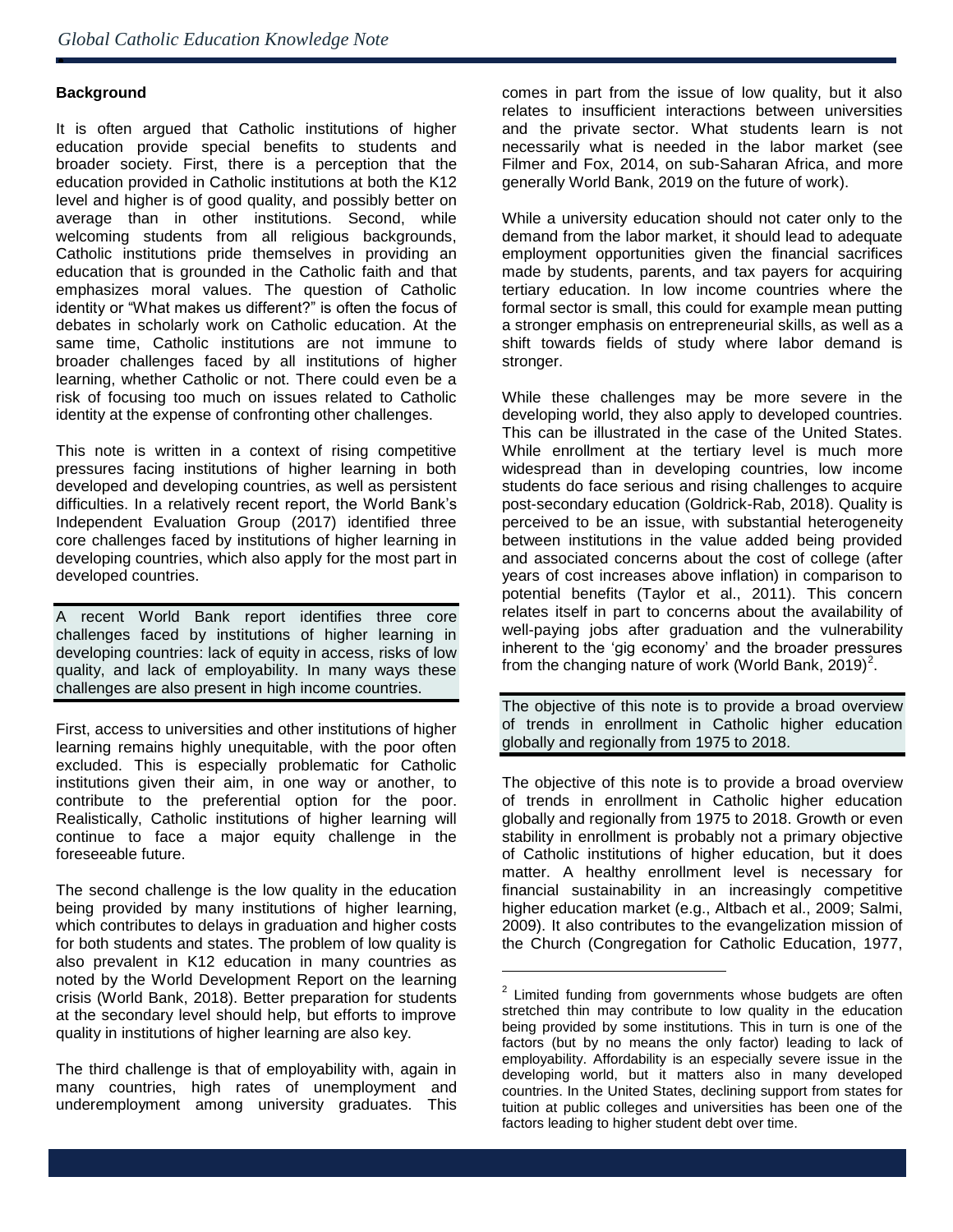### Background

It is often argued that Catholic institutions of higher education provide special benefits to students and broader society. First, there is a perception that the education provided in Catholic institutions at both the K12 level and higher is of good quality, and possibly better on average than in other institutions. Second, while welcoming students from all religious backgrounds, Catholic institutions pride themselves in providing an education that is grounded in the Catholic faith and that emphasizes moral values. The question of Catholic identity or "What makes us different?" is often the focus of debates in scholarly work on Catholic education. At the same time, Catholic institutions are not immune to broader challenges faced by all institutions of higher learning, whether Catholic or not. There could even be a risk of focusing too much on issues related to Catholic identity at the expense of confronting other challenges.

This note is written in a context of rising competitive pressures facing institutions of higher learning in both developed and developing countries, as well as persistent difficulties. In a relatively recent report, the World Bank's Independent Evaluation Group (2017) identified three core challenges faced by institutions of higher learning in developing countries, which also apply for the most part in developed countries.

> A recent World Bank report identifies three core challenges faced by institutions of higher learning in developing countries: lack of equity in access, risks of low quality, and lack of employability. In many ways these challenges are also present in high income countries.

First, access to universities and other institutions of higher learning remains highly unequitable, with the poor often excluded. This is especially problematic for Catholic institutions given their aim, in one way or another, to contribute to the preferential option for the poor. Realistically, Catholic institutions of higher learning will continue to face a major equity challenge in the foreseeable future.

The second challenge is the low quality in the education being provided by many institutions of higher learning, which contributes to delays in graduation and higher costs for both students and states. The problem of low quality is also prevalent in K12 education in many countries as noted by the World Development Report on the learning crisis (World Bank, 2018). Better preparation for students at the secondary level should help, but efforts to improve quality in institutions of higher learning are also key.

The third challenge is that of employability with, again in many countries, high rates of unemployment and underemployment among university graduates. This comes in part from the issue of low quality, but it also relates to insufficient interactions between universities and the private sector. What students learn is not necessarily what is needed in the labor market (see Filmer and Fox, 2014, on sub-Saharan Africa, and more generally World Bank, 2019 on the future of work).

While a university education should not cater only to the demand from the labor market, it should lead to adequate employment opportunities given the financial sacrifices made by students, parents, and tax payers for acquiring tertiary education. In low income countries where the formal sector is small, this could for example mean putting a stronger emphasis on entrepreneurial skills, as well as a shift towards fields of study where labor demand is stronger.

While these challenges may be more severe in the developing world, they also apply to developed countries. This can be illustrated in the case of the United States. While enrollment at the tertiary level is much more widespread than in developing countries, low income students do face serious and rising challenges to acquire post-secondary education (Goldrick-Rab, 2018). Quality is perceived to be an issue, with substantial heterogeneity between institutions in the value added being provided and associated concerns about the cost of college (after years of cost increases above inflation) in comparison to potential benefits (Taylor et al., 2011). This concern relates itself in part to concerns about the availability of well-paying jobs after graduation and the vulnerability inherent to the 'gig economy' and the broader pressures from the changing nature of work (World Bank, 2019)[2].

> The objective of this note is to provide a broad overview of trends in enrollment in Catholic higher education globally and regionally from 1975 to 2018.

The objective of this note is to provide a broad overview of trends in enrollment in Catholic higher education globally and regionally from 1975 to 2018. Growth or even stability in enrollment is probably not a primary objective of Catholic institutions of higher education, but it does matter. A healthy enrollment level is necessary for financial sustainability in an increasingly competitive higher education market (e.g., Altbach et al., 2009; Salmi, 2009). It also contributes to the evangelization mission of the Church (Congregation for Catholic Education, 1977,

[2] Limited funding from governments whose budgets are often stretched thin may contribute to low quality in the education being provided by some institutions. This in turn is one of the factors (but by no means the only factor) leading to lack of employability. Affordability is an especially severe issue in the developing world, but it matters also in many developed countries. In the United States, declining support from states for tuition at public colleges and universities has been one of the factors leading to higher student debt over time.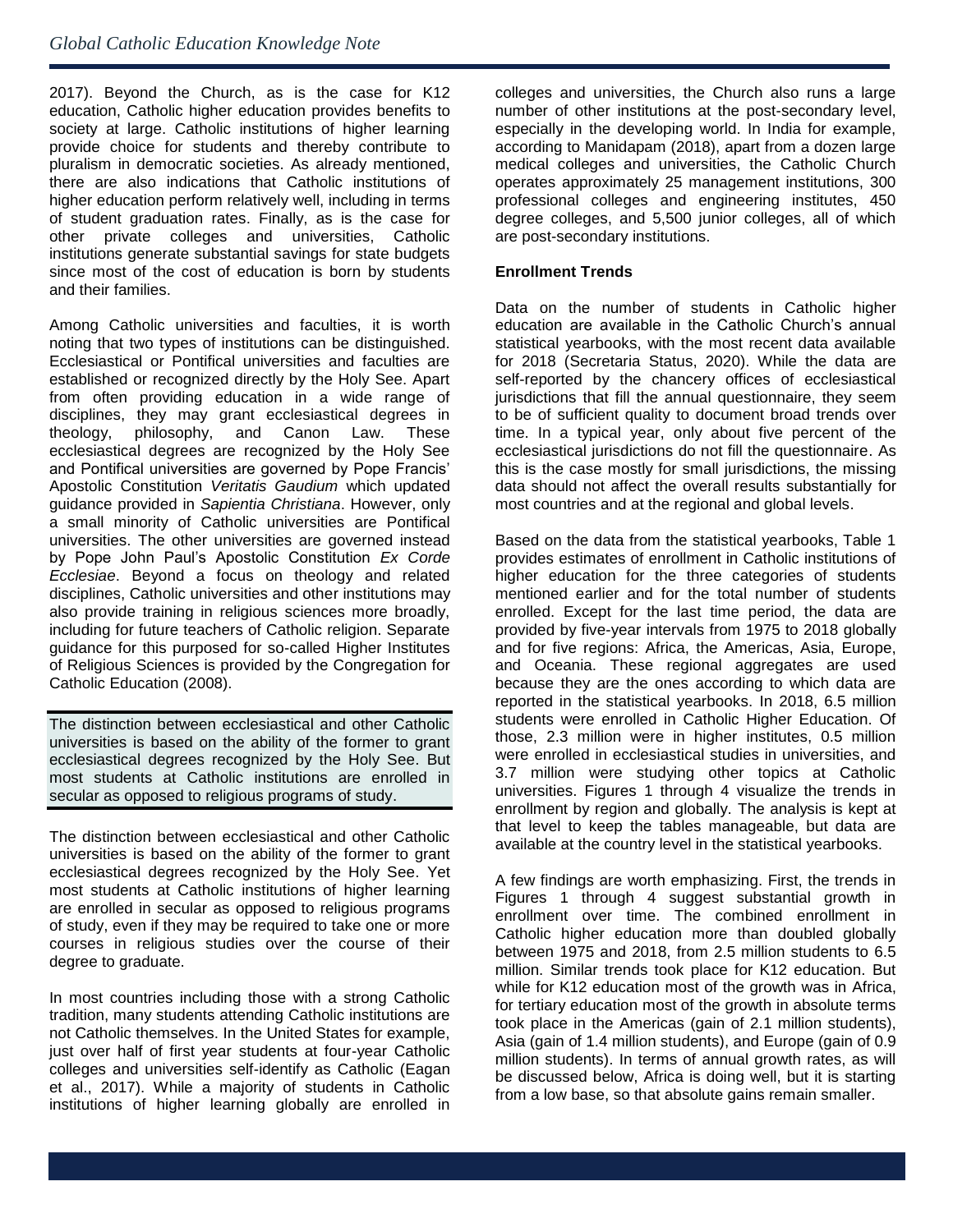2017). Beyond the Church, as is the case for K12 education, Catholic higher education provides benefits to society at large. Catholic institutions of higher learning provide choice for students and thereby contribute to pluralism in democratic societies. As already mentioned, there are also indications that Catholic institutions of higher education perform relatively well, including in terms of student graduation rates. Finally, as is the case for other private colleges and universities, Catholic institutions generate substantial savings for state budgets since most of the cost of education is born by students and their families.

Among Catholic universities and faculties, it is worth noting that two types of institutions can be distinguished. Ecclesiastical or Pontifical universities and faculties are established or recognized directly by the Holy See. Apart from often providing education in a wide range of disciplines, they may grant ecclesiastical degrees in theology, philosophy, and Canon Law. These ecclesiastical degrees are recognized by the Holy See and Pontifical universities are governed by Pope Francis' Apostolic Constitution *Veritatis Gaudium* which updated guidance provided in *Sapientia Christiana*. However, only a small minority of Catholic universities are Pontifical universities. The other universities are governed instead by Pope John Paul's Apostolic Constitution *Ex Corde Ecclesiae*. Beyond a focus on theology and related disciplines, Catholic universities and other institutions may also provide training in religious sciences more broadly, including for future teachers of Catholic religion. Separate guidance for this purposed for so-called Higher Institutes of Religious Sciences is provided by the Congregation for Catholic Education (2008).

> The distinction between ecclesiastical and other Catholic universities is based on the ability of the former to grant ecclesiastical degrees recognized by the Holy See. But most students at Catholic institutions are enrolled in secular as opposed to religious programs of study.

The distinction between ecclesiastical and other Catholic universities is based on the ability of the former to grant ecclesiastical degrees recognized by the Holy See. Yet most students at Catholic institutions of higher learning are enrolled in secular as opposed to religious programs of study, even if they may be required to take one or more courses in religious studies over the course of their degree to graduate.

In most countries including those with a strong Catholic tradition, many students attending Catholic institutions are not Catholic themselves. In the United States for example, just over half of first year students at four-year Catholic colleges and universities self-identify as Catholic (Eagan et al., 2017). While a majority of students in Catholic institutions of higher learning globally are enrolled in colleges and universities, the Church also runs a large number of other institutions at the post-secondary level, especially in the developing world. In India for example, according to Manidapam (2018), apart from a dozen large medical colleges and universities, the Catholic Church operates approximately 25 management institutions, 300 professional colleges and engineering institutes, 450 degree colleges, and 5,500 junior colleges, all of which are post-secondary institutions.

**Enrollment Trends**

Data on the number of students in Catholic higher education are available in the Catholic Church's annual statistical yearbooks, with the most recent data available for 2018 (Secretaria Status, 2020). While the data are self-reported by the chancery offices of ecclesiastical jurisdictions that fill the annual questionnaire, they seem to be of sufficient quality to document broad trends over time. In a typical year, only about five percent of the ecclesiastical jurisdictions do not fill the questionnaire. As this is the case mostly for small jurisdictions, the missing data should not affect the overall results substantially for most countries and at the regional and global levels.

Based on the data from the statistical yearbooks, Table 1 provides estimates of enrollment in Catholic institutions of higher education for the three categories of students mentioned earlier and for the total number of students enrolled. Except for the last time period, the data are provided by five-year intervals from 1975 to 2018 globally and for five regions: Africa, the Americas, Asia, Europe, and Oceania. These regional aggregates are used because they are the ones according to which data are reported in the statistical yearbooks. In 2018, 6.5 million students were enrolled in Catholic Higher Education. Of those, 2.3 million were in higher institutes, 0.5 million were enrolled in ecclesiastical studies in universities, and 3.7 million were studying other topics at Catholic universities. Figures 1 through 4 visualize the trends in enrollment by region and globally. The analysis is kept at that level to keep the tables manageable, but data are available at the country level in the statistical yearbooks.

A few findings are worth emphasizing. First, the trends in Figures 1 through 4 suggest substantial growth in enrollment over time. The combined enrollment in Catholic higher education more than doubled globally between 1975 and 2018, from 2.5 million students to 6.5 million. Similar trends took place for K12 education. But while for K12 education most of the growth was in Africa, for tertiary education most of the growth in absolute terms took place in the Americas (gain of 2.1 million students), Asia (gain of 1.4 million students), and Europe (gain of 0.9 million students). In terms of annual growth rates, as will be discussed below, Africa is doing well, but it is starting from a low base, so that absolute gains remain smaller.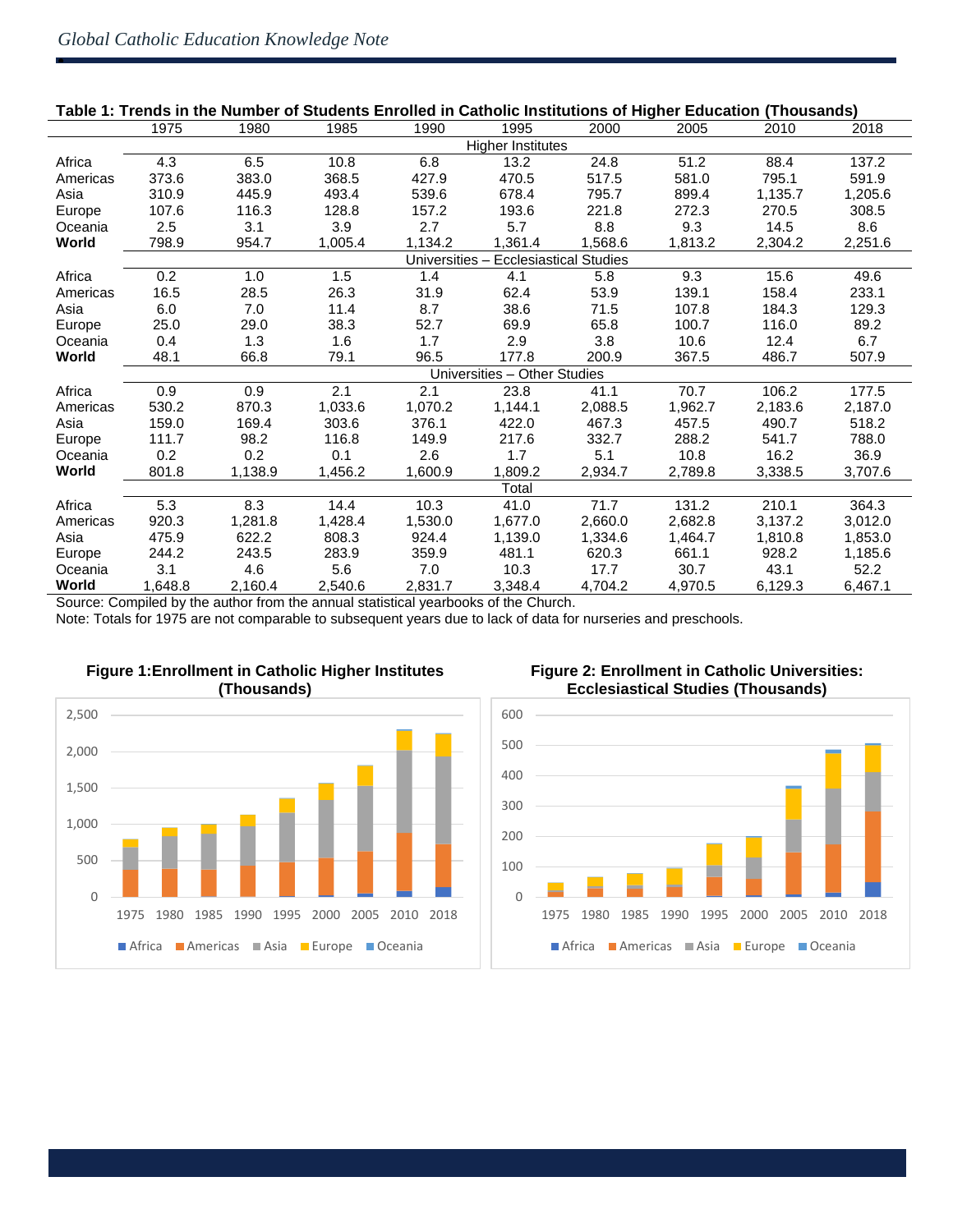**Table 1: Trends in the Number of Students Enrolled in Catholic Institutions of Higher Education (Thousands)**

| | 1975 | 1980 | 1985 | 1990 | 1995 | 2000 | 2005 | 2010 | 2018 |
|---|---|---|---|---|---|---|---|---|---|
| | | | | | Higher Institutes | | | | |
| Africa | 4.3 | 6.5 | 10.8 | 6.8 | 13.2 | 24.8 | 51.2 | 88.4 | 137.2 |
| Americas | 373.6 | 383.0 | 368.5 | 427.9 | 470.5 | 517.5 | 581.0 | 795.1 | 591.9 |
| Asia | 310.9 | 445.9 | 493.4 | 539.6 | 678.4 | 795.7 | 899.4 | 1,135.7 | 1,205.6 |
| Europe | 107.6 | 116.3 | 128.8 | 157.2 | 193.6 | 221.8 | 272.3 | 270.5 | 308.5 |
| Oceania | 2.5 | 3.1 | 3.9 | 2.7 | 5.7 | 8.8 | 9.3 | 14.5 | 8.6 |
| **World** | 798.9 | 954.7 | 1,005.4 | 1,134.2 | 1,361.4 | 1,568.6 | 1,813.2 | 2,304.2 | 2,251.6 |
| | | | | | Universities – Ecclesiastical Studies | | | | |
| Africa | 0.2 | 1.0 | 1.5 | 1.4 | 4.1 | 5.8 | 9.3 | 15.6 | 49.6 |
| Americas | 16.5 | 28.5 | 26.3 | 31.9 | 62.4 | 53.9 | 139.1 | 158.4 | 233.1 |
| Asia | 6.0 | 7.0 | 11.4 | 8.7 | 38.6 | 71.5 | 107.8 | 184.3 | 129.3 |
| Europe | 25.0 | 29.0 | 38.3 | 52.7 | 69.9 | 65.8 | 100.7 | 116.0 | 89.2 |
| Oceania | 0.4 | 1.3 | 1.6 | 1.7 | 2.9 | 3.8 | 10.6 | 12.4 | 6.7 |
| **World** | 48.1 | 66.8 | 79.1 | 96.5 | 177.8 | 200.9 | 367.5 | 486.7 | 507.9 |
| | | | | | Universities – Other Studies | | | | |
| Africa | 0.9 | 0.9 | 2.1 | 2.1 | 23.8 | 41.1 | 70.7 | 106.2 | 177.5 |
| Americas | 530.2 | 870.3 | 1,033.6 | 1,070.2 | 1,144.1 | 2,088.5 | 1,962.7 | 2,183.6 | 2,187.0 |
| Asia | 159.0 | 169.4 | 303.6 | 376.1 | 422.0 | 467.3 | 457.5 | 490.7 | 518.2 |
| Europe | 111.7 | 98.2 | 116.8 | 149.9 | 217.6 | 332.7 | 288.2 | 541.7 | 788.0 |
| Oceania | 0.2 | 0.2 | 0.1 | 2.6 | 1.7 | 5.1 | 10.8 | 16.2 | 36.9 |
| **World** | 801.8 | 1,138.9 | 1,456.2 | 1,600.9 | 1,809.2 | 2,934.7 | 2,789.8 | 3,338.5 | 3,707.6 |
| | | | | | Total | | | | |
| Africa | 5.3 | 8.3 | 14.4 | 10.3 | 41.0 | 71.7 | 131.2 | 210.1 | 364.3 |
| Americas | 920.3 | 1,281.8 | 1,428.4 | 1,530.0 | 1,677.0 | 2,660.0 | 2,682.8 | 3,137.2 | 3,012.0 |
| Asia | 475.9 | 622.2 | 808.3 | 924.4 | 1,139.0 | 1,334.6 | 1,464.7 | 1,810.8 | 1,853.0 |
| Europe | 244.2 | 243.5 | 283.9 | 359.9 | 481.1 | 620.3 | 661.1 | 928.2 | 1,185.6 |
| Oceania | 3.1 | 4.6 | 5.6 | 7.0 | 10.3 | 17.7 | 30.7 | 43.1 | 52.2 |
| **World** | 1,648.8 | 2,160.4 | 2,540.6 | 2,831.7 | 3,348.4 | 4,704.2 | 4,970.5 | 6,129.3 | 6,467.1 |

Source: Compiled by the author from the annual statistical yearbooks of the Church.

Note: Totals for 1975 are not comparable to subsequent years due to lack of data for nurseries and preschools.

**Figure 1: Enrollment in Catholic Higher Institutes (Thousands)**

**Figure 2: Enrollment in Catholic Universities: Ecclesiastical Studies (Thousands)**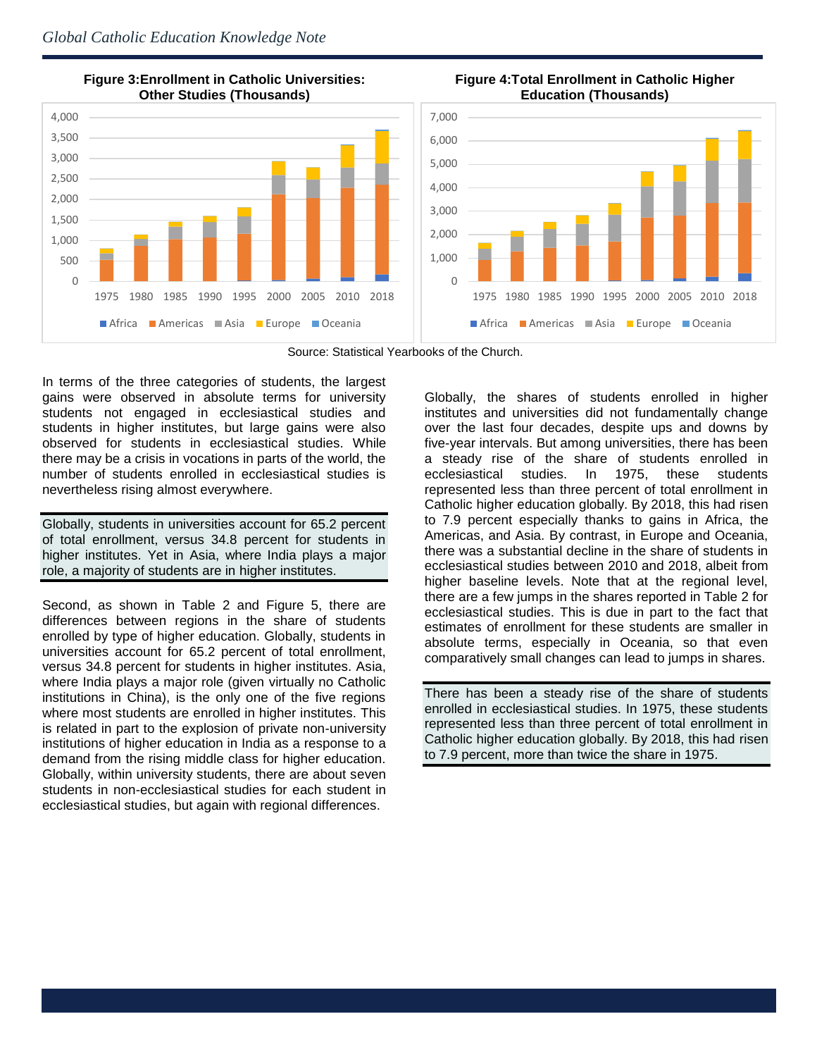**Figure 3: Enrollment in Catholic Universities: Other Studies (Thousands)**

**Figure 4: Total Enrollment in Catholic Higher Education (Thousands)**

Source: Statistical Yearbooks of the Church.

In terms of the three categories of students, the largest gains were observed in absolute terms for university students not engaged in ecclesiastical studies and students in higher institutes, but large gains were also observed for students in ecclesiastical studies. While there may be a crisis in vocations in parts of the world, the number of students enrolled in ecclesiastical studies is nevertheless rising almost everywhere.

> Globally, students in universities account for 65.2 percent of total enrollment, versus 34.8 percent for students in higher institutes. Yet in Asia, where India plays a major role, a majority of students are in higher institutes.

Second, as shown in Table 2 and Figure 5, there are differences between regions in the share of students enrolled by type of higher education. Globally, students in universities account for 65.2 percent of total enrollment, versus 34.8 percent for students in higher institutes. Asia, where India plays a major role (given virtually no Catholic institutions in China), is the only one of the five regions where most students are enrolled in higher institutes. This is related in part to the explosion of private non-university institutions of higher education in India as a response to a demand from the rising middle class for higher education. Globally, within university students, there are about seven students in non-ecclesiastical studies for each student in ecclesiastical studies, but again with regional differences.

Globally, the shares of students enrolled in higher institutes and universities did not fundamentally change over the last four decades, despite ups and downs by five-year intervals. But among universities, there has been a steady rise of the share of students enrolled in ecclesiastical studies. In 1975, these students represented less than three percent of total enrollment in Catholic higher education globally. By 2018, this had risen to 7.9 percent especially thanks to gains in Africa, the Americas, and Asia. By contrast, in Europe and Oceania, there was a substantial decline in the share of students in ecclesiastical studies between 2010 and 2018, albeit from higher baseline levels. Note that at the regional level, there are a few jumps in the shares reported in Table 2 for ecclesiastical studies. This is due in part to the fact that estimates of enrollment for these students are smaller in absolute terms, especially in Oceania, so that even comparatively small changes can lead to jumps in shares.

> There has been a steady rise of the share of students enrolled in ecclesiastical studies. In 1975, these students represented less than three percent of total enrollment in Catholic higher education globally. By 2018, this had risen to 7.9 percent, more than twice the share in 1975.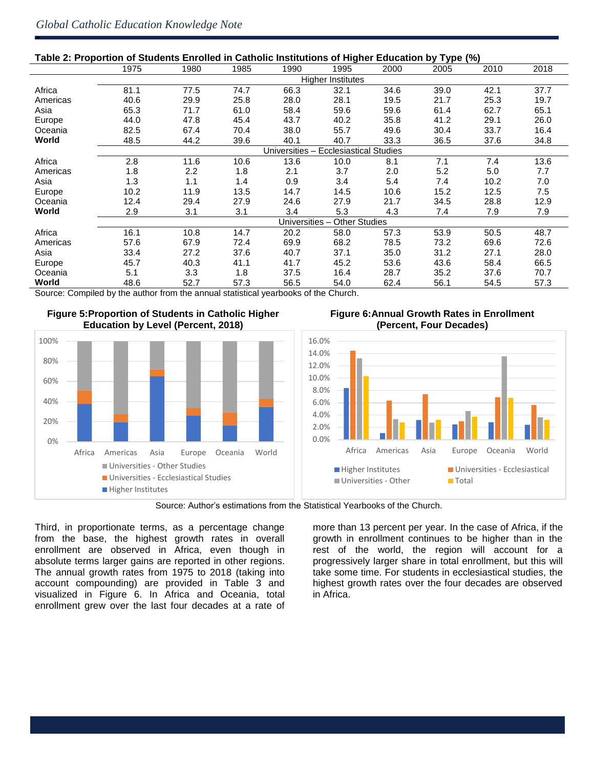**Table 2: Proportion of Students Enrolled in Catholic Institutions of Higher Education by Type (%)**

| | 1975 | 1980 | 1985 | 1990 | 1995 | 2000 | 2005 | 2010 | 2018 |
|---|---|---|---|---|---|---|---|---|---|
| | Higher Institutes | | | | | | | | |
| Africa | 81.1 | 77.5 | 74.7 | 66.3 | 32.1 | 34.6 | 39.0 | 42.1 | 37.7 |
| Americas | 40.6 | 29.9 | 25.8 | 28.0 | 28.1 | 19.5 | 21.7 | 25.3 | 19.7 |
| Asia | 65.3 | 71.7 | 61.0 | 58.4 | 59.6 | 59.6 | 61.4 | 62.7 | 65.1 |
| Europe | 44.0 | 47.8 | 45.4 | 43.7 | 40.2 | 35.8 | 41.2 | 29.1 | 26.0 |
| Oceania | 82.5 | 67.4 | 70.4 | 38.0 | 55.7 | 49.6 | 30.4 | 33.7 | 16.4 |
| **World** | 48.5 | 44.2 | 39.6 | 40.1 | 40.7 | 33.3 | 36.5 | 37.6 | 34.8 |
| | Universities – Ecclesiastical Studies | | | | | | | | |
| Africa | 2.8 | 11.6 | 10.6 | 13.6 | 10.0 | 8.1 | 7.1 | 7.4 | 13.6 |
| Americas | 1.8 | 2.2 | 1.8 | 2.1 | 3.7 | 2.0 | 5.2 | 5.0 | 7.7 |
| Asia | 1.3 | 1.1 | 1.4 | 0.9 | 3.4 | 5.4 | 7.4 | 10.2 | 7.0 |
| Europe | 10.2 | 11.9 | 13.5 | 14.7 | 14.5 | 10.6 | 15.2 | 12.5 | 7.5 |
| Oceania | 12.4 | 29.4 | 27.9 | 24.6 | 27.9 | 21.7 | 34.5 | 28.8 | 12.9 |
| **World** | 2.9 | 3.1 | 3.1 | 3.4 | 5.3 | 4.3 | 7.4 | 7.9 | 7.9 |
| | Universities – Other Studies | | | | | | | | |
| Africa | 16.1 | 10.8 | 14.7 | 20.2 | 58.0 | 57.3 | 53.9 | 50.5 | 48.7 |
| Americas | 57.6 | 67.9 | 72.4 | 69.9 | 68.2 | 78.5 | 73.2 | 69.6 | 72.6 |
| Asia | 33.4 | 27.2 | 37.6 | 40.7 | 37.1 | 35.0 | 31.2 | 27.1 | 28.0 |
| Europe | 45.7 | 40.3 | 41.1 | 41.7 | 45.2 | 53.6 | 43.6 | 58.4 | 66.5 |
| Oceania | 5.1 | 3.3 | 1.8 | 37.5 | 16.4 | 28.7 | 35.2 | 37.6 | 70.7 |
| **World** | 48.6 | 52.7 | 57.3 | 56.5 | 54.0 | 62.4 | 56.1 | 54.5 | 57.3 |

Source: Compiled by the author from the annual statistical yearbooks of the Church.

**Figure 5: Proportion of Students in Catholic Higher Education by Level (Percent, 2018)**

**Figure 6: Annual Growth Rates in Enrollment (Percent, Four Decades)**

Source: Author's estimations from the Statistical Yearbooks of the Church.

Third, in proportionate terms, as a percentage change from the base, the highest growth rates in overall enrollment are observed in Africa, even though in absolute terms larger gains are reported in other regions. The annual growth rates from 1975 to 2018 (taking into account compounding) are provided in Table 3 and visualized in Figure 6. In Africa and Oceania, total enrollment grew over the last four decades at a rate of more than 13 percent per year. In the case of Africa, if the growth in enrollment continues to be higher than in the rest of the world, the region will account for a progressively larger share in total enrollment, but this will take some time. For students in ecclesiastical studies, the highest growth rates over the four decades are observed in Africa.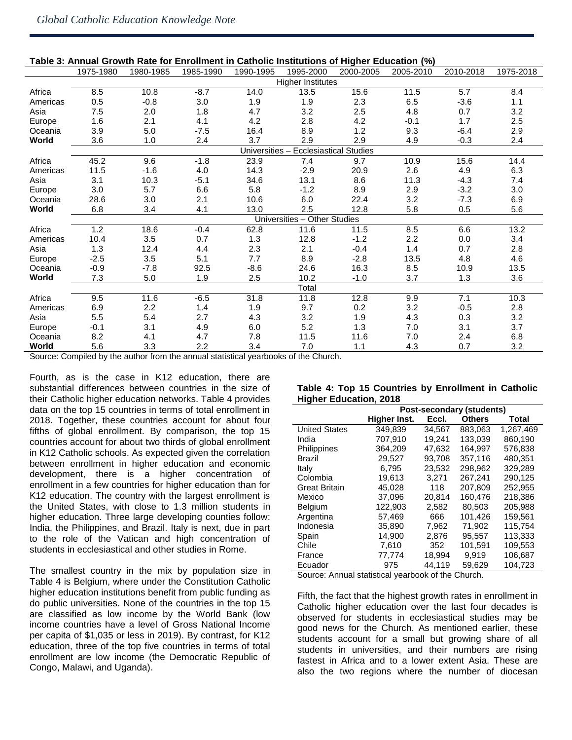**Table 3: Annual Growth Rate for Enrollment in Catholic Institutions of Higher Education (%)**

| | 1975-1980 | 1980-1985 | 1985-1990 | 1990-1995 | 1995-2000 | 2000-2005 | 2005-2010 | 2010-2018 | 1975-2018 |
|---|---|---|---|---|---|---|---|---|---|
| | | | | | Higher Institutes | | | | |
| Africa | 8.5 | 10.8 | -8.7 | 14.0 | 13.5 | 15.6 | 11.5 | 5.7 | 8.4 |
| Americas | 0.5 | -0.8 | 3.0 | 1.9 | 1.9 | 2.3 | 6.5 | -3.6 | 1.1 |
| Asia | 7.5 | 2.0 | 1.8 | 4.7 | 3.2 | 2.5 | 4.8 | 0.7 | 3.2 |
| Europe | 1.6 | 2.1 | 4.1 | 4.2 | 2.8 | 4.2 | -0.1 | 1.7 | 2.5 |
| Oceania | 3.9 | 5.0 | -7.5 | 16.4 | 8.9 | 1.2 | 9.3 | -6.4 | 2.9 |
| **World** | 3.6 | 1.0 | 2.4 | 3.7 | 2.9 | 2.9 | 4.9 | -0.3 | 2.4 |
| | | | | | Universities – Ecclesiastical Studies | | | | |
| Africa | 45.2 | 9.6 | -1.8 | 23.9 | 7.4 | 9.7 | 10.9 | 15.6 | 14.4 |
| Americas | 11.5 | -1.6 | 4.0 | 14.3 | -2.9 | 20.9 | 2.6 | 4.9 | 6.3 |
| Asia | 3.1 | 10.3 | -5.1 | 34.6 | 13.1 | 8.6 | 11.3 | -4.3 | 7.4 |
| Europe | 3.0 | 5.7 | 6.6 | 5.8 | -1.2 | 8.9 | 2.9 | -3.2 | 3.0 |
| Oceania | 28.6 | 3.0 | 2.1 | 10.6 | 6.0 | 22.4 | 3.2 | -7.3 | 6.9 |
| **World** | 6.8 | 3.4 | 4.1 | 13.0 | 2.5 | 12.8 | 5.8 | 0.5 | 5.6 |
| | | | | | Universities – Other Studies | | | | |
| Africa | 1.2 | 18.6 | -0.4 | 62.8 | 11.6 | 11.5 | 8.5 | 6.6 | 13.2 |
| Americas | 10.4 | 3.5 | 0.7 | 1.3 | 12.8 | -1.2 | 2.2 | 0.0 | 3.4 |
| Asia | 1.3 | 12.4 | 4.4 | 2.3 | 2.1 | -0.4 | 1.4 | 0.7 | 2.8 |
| Europe | -2.5 | 3.5 | 5.1 | 7.7 | 8.9 | -2.8 | 13.5 | 4.8 | 4.6 |
| Oceania | -0.9 | -7.8 | 92.5 | -8.6 | 24.6 | 16.3 | 8.5 | 10.9 | 13.5 |
| **World** | 7.3 | 5.0 | 1.9 | 2.5 | 10.2 | -1.0 | 3.7 | 1.3 | 3.6 |
| | | | | | Total | | | | |
| Africa | 9.5 | 11.6 | -6.5 | 31.8 | 11.8 | 12.8 | 9.9 | 7.1 | 10.3 |
| Americas | 6.9 | 2.2 | 1.4 | 1.9 | 9.7 | 0.2 | 3.2 | -0.5 | 2.8 |
| Asia | 5.5 | 5.4 | 2.7 | 4.3 | 3.2 | 1.9 | 4.3 | 0.3 | 3.2 |
| Europe | -0.1 | 3.1 | 4.9 | 6.0 | 5.2 | 1.3 | 7.0 | 3.1 | 3.7 |
| Oceania | 8.2 | 4.1 | 4.7 | 7.8 | 11.5 | 11.6 | 7.0 | 2.4 | 6.8 |
| **World** | 5.6 | 3.3 | 2.2 | 3.4 | 7.0 | 1.1 | 4.3 | 0.7 | 3.2 |

Source: Compiled by the author from the annual statistical yearbooks of the Church.

Fourth, as is the case in K12 education, there are substantial differences between countries in the size of their Catholic higher education networks. Table 4 provides data on the top 15 countries in terms of total enrollment in 2018. Together, these countries account for about four fifths of global enrollment. By comparison, the top 15 countries account for about two thirds of global enrollment in K12 Catholic schools. As expected given the correlation between enrollment in higher education and economic development, there is a higher concentration of enrollment in a few countries for higher education than for K12 education. The country with the largest enrollment is the United States, with close to 1.3 million students in higher education. Three large developing counties follow: India, the Philippines, and Brazil. Italy is next, due in part to the role of the Vatican and high concentration of students in ecclesiastical and other studies in Rome.

The smallest country in the mix by population size in Table 4 is Belgium, where under the Constitution Catholic higher education institutions benefit from public funding as do public universities. None of the countries in the top 15 are classified as low income by the World Bank (low income countries have a level of Gross National Income per capita of $1,035 or less in 2019). By contrast, for K12 education, three of the top five countries in terms of total enrollment are low income (the Democratic Republic of Congo, Malawi, and Uganda).

**Table 4: Top 15 Countries by Enrollment in Catholic Higher Education, 2018**

| | Post-secondary (students) | | | |
|---|---|---|---|---|
| | **Higher Inst.** | **Eccl.** | **Others** | **Total** |
| United States | 349,839 | 34,567 | 883,063 | 1,267,469 |
| India | 707,910 | 19,241 | 133,039 | 860,190 |
| Philippines | 364,209 | 47,632 | 164,997 | 576,838 |
| Brazil | 29,527 | 93,708 | 357,116 | 480,351 |
| Italy | 6,795 | 23,532 | 298,962 | 329,289 |
| Colombia | 19,613 | 3,271 | 267,241 | 290,125 |
| Great Britain | 45,028 | 118 | 207,809 | 252,955 |
| Mexico | 37,096 | 20,814 | 160,476 | 218,386 |
| Belgium | 122,903 | 2,582 | 80,503 | 205,988 |
| Argentina | 57,469 | 666 | 101,426 | 159,561 |
| Indonesia | 35,890 | 7,962 | 71,902 | 115,754 |
| Spain | 14,900 | 2,876 | 95,557 | 113,333 |
| Chile | 7,610 | 352 | 101,591 | 109,553 |
| France | 77,774 | 18,994 | 9,919 | 106,687 |
| Ecuador | 975 | 44,119 | 59,629 | 104,723 |

Source: Annual statistical yearbook of the Church.

Fifth, the fact that the highest growth rates in enrollment in Catholic higher education over the last four decades is observed for students in ecclesiastical studies may be good news for the Church. As mentioned earlier, these students account for a small but growing share of all students in universities, and their numbers are rising fastest in Africa and to a lower extent Asia. These are also the two regions where the number of diocesan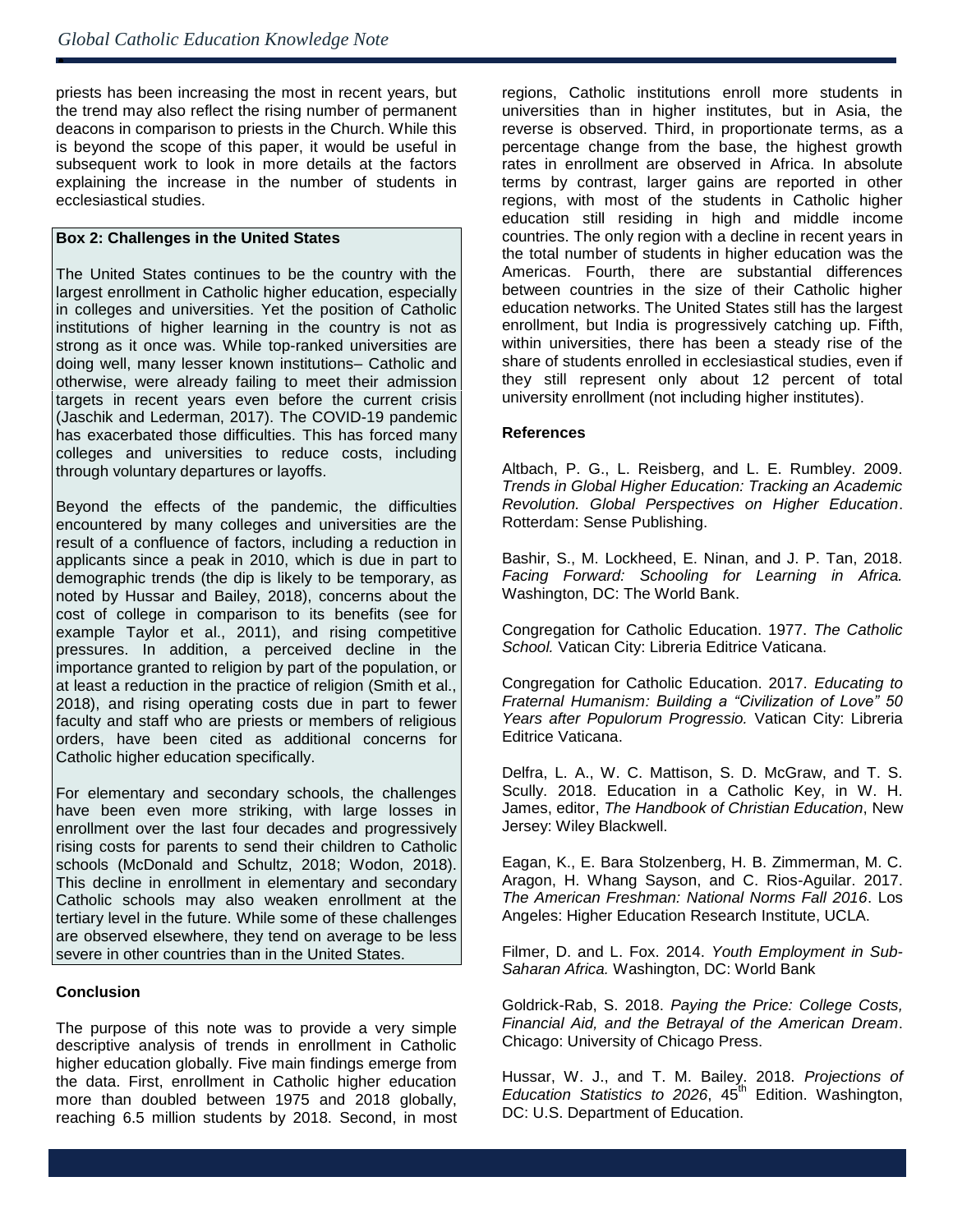priests has been increasing the most in recent years, but the trend may also reflect the rising number of permanent deacons in comparison to priests in the Church. While this is beyond the scope of this paper, it would be useful in subsequent work to look in more details at the factors explaining the increase in the number of students in ecclesiastical studies.

**Box 2: Challenges in the United States**

The United States continues to be the country with the largest enrollment in Catholic higher education, especially in colleges and universities. Yet the position of Catholic institutions of higher learning in the country is not as strong as it once was. While top-ranked universities are doing well, many lesser known institutions– Catholic and otherwise, were already failing to meet their admission targets in recent years even before the current crisis (Jaschik and Lederman, 2017). The COVID-19 pandemic has exacerbated those difficulties. This has forced many colleges and universities to reduce costs, including through voluntary departures or layoffs.

Beyond the effects of the pandemic, the difficulties encountered by many colleges and universities are the result of a confluence of factors, including a reduction in applicants since a peak in 2010, which is due in part to demographic trends (the dip is likely to be temporary, as noted by Hussar and Bailey, 2018), concerns about the cost of college in comparison to its benefits (see for example Taylor et al., 2011), and rising competitive pressures. In addition, a perceived decline in the importance granted to religion by part of the population, or at least a reduction in the practice of religion (Smith et al., 2018), and rising operating costs due in part to fewer faculty and staff who are priests or members of religious orders, have been cited as additional concerns for Catholic higher education specifically.

For elementary and secondary schools, the challenges have been even more striking, with large losses in enrollment over the last four decades and progressively rising costs for parents to send their children to Catholic schools (McDonald and Schultz, 2018; Wodon, 2018). This decline in enrollment in elementary and secondary Catholic schools may also weaken enrollment at the tertiary level in the future. While some of these challenges are observed elsewhere, they tend on average to be less severe in other countries than in the United States.

**Conclusion**

The purpose of this note was to provide a very simple descriptive analysis of trends in enrollment in Catholic higher education globally. Five main findings emerge from the data. First, enrollment in Catholic higher education more than doubled between 1975 and 2018 globally, reaching 6.5 million students by 2018. Second, in most regions, Catholic institutions enroll more students in universities than in higher institutes, but in Asia, the reverse is observed. Third, in proportionate terms, as a percentage change from the base, the highest growth rates in enrollment are observed in Africa. In absolute terms by contrast, larger gains are reported in other regions, with most of the students in Catholic higher education still residing in high and middle income countries. The only region with a decline in recent years in the total number of students in higher education was the Americas. Fourth, there are substantial differences between countries in the size of their Catholic higher education networks. The United States still has the largest enrollment, but India is progressively catching up. Fifth, within universities, there has been a steady rise of the share of students enrolled in ecclesiastical studies, even if they still represent only about 12 percent of total university enrollment (not including higher institutes).

**References**

Altbach, P. G., L. Reisberg, and L. E. Rumbley. 2009. *Trends in Global Higher Education: Tracking an Academic Revolution. Global Perspectives on Higher Education*. Rotterdam: Sense Publishing.

Bashir, S., M. Lockheed, E. Ninan, and J. P. Tan, 2018. *Facing Forward: Schooling for Learning in Africa.* Washington, DC: The World Bank.

Congregation for Catholic Education. 1977. *The Catholic School.* Vatican City: Libreria Editrice Vaticana.

Congregation for Catholic Education. 2017. *Educating to Fraternal Humanism: Building a "Civilization of Love" 50 Years after Populorum Progressio.* Vatican City: Libreria Editrice Vaticana.

Delfra, L. A., W. C. Mattison, S. D. McGraw, and T. S. Scully. 2018. Education in a Catholic Key, in W. H. James, editor, *The Handbook of Christian Education*, New Jersey: Wiley Blackwell.

Eagan, K., E. Bara Stolzenberg, H. B. Zimmerman, M. C. Aragon, H. Whang Sayson, and C. Rios-Aguilar. 2017. *The American Freshman: National Norms Fall 2016*. Los Angeles: Higher Education Research Institute, UCLA.

Filmer, D. and L. Fox. 2014. *Youth Employment in Sub-Saharan Africa.* Washington, DC: World Bank

Goldrick-Rab, S. 2018. *Paying the Price: College Costs, Financial Aid, and the Betrayal of the American Dream*. Chicago: University of Chicago Press.

Hussar, W. J., and T. M. Bailey. 2018. *Projections of Education Statistics to 2026*, 45th Edition. Washington, DC: U.S. Department of Education.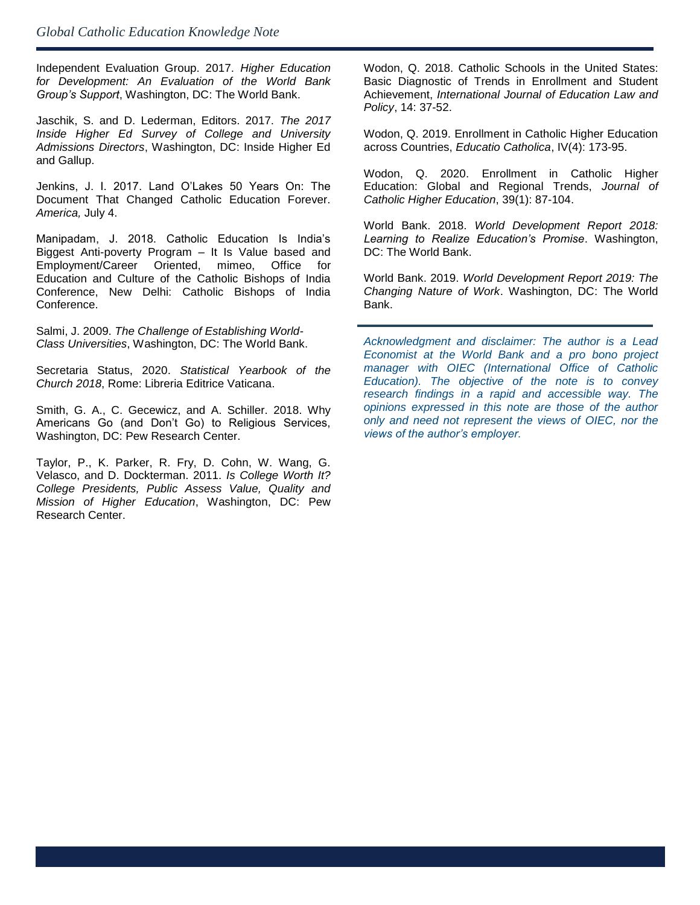Independent Evaluation Group. 2017. *Higher Education for Development: An Evaluation of the World Bank Group's Support*, Washington, DC: The World Bank.

Jaschik, S. and D. Lederman, Editors. 2017. *The 2017 Inside Higher Ed Survey of College and University Admissions Directors*, Washington, DC: Inside Higher Ed and Gallup.

Jenkins, J. I. 2017. Land O'Lakes 50 Years On: The Document That Changed Catholic Education Forever. *America,* July 4.

Manipadam, J. 2018. Catholic Education Is India's Biggest Anti-poverty Program – It Is Value based and Employment/Career Oriented, mimeo, Office for Education and Culture of the Catholic Bishops of India Conference, New Delhi: Catholic Bishops of India Conference.

Salmi, J. 2009. *The Challenge of Establishing World-Class Universities*, Washington, DC: The World Bank.

Secretaria Status, 2020. *Statistical Yearbook of the Church 2018*, Rome: Libreria Editrice Vaticana.

Smith, G. A., C. Gecewicz, and A. Schiller. 2018. Why Americans Go (and Don't Go) to Religious Services, Washington, DC: Pew Research Center.

Taylor, P., K. Parker, R. Fry, D. Cohn, W. Wang, G. Velasco, and D. Dockterman. 2011. *Is College Worth It? College Presidents, Public Assess Value, Quality and Mission of Higher Education*, Washington, DC: Pew Research Center.

Wodon, Q. 2018. Catholic Schools in the United States: Basic Diagnostic of Trends in Enrollment and Student Achievement, *International Journal of Education Law and Policy*, 14: 37-52.

Wodon, Q. 2019. Enrollment in Catholic Higher Education across Countries, *Educatio Catholica*, IV(4): 173-95.

Wodon, Q. 2020. Enrollment in Catholic Higher Education: Global and Regional Trends, *Journal of Catholic Higher Education*, 39(1): 87-104.

World Bank. 2018. *World Development Report 2018: Learning to Realize Education's Promise*. Washington, DC: The World Bank.

World Bank. 2019. *World Development Report 2019: The Changing Nature of Work*. Washington, DC: The World Bank.

---

*Acknowledgment and disclaimer: The author is a Lead Economist at the World Bank and a pro bono project manager with OIEC (International Office of Catholic Education). The objective of the note is to convey research findings in a rapid and accessible way. The opinions expressed in this note are those of the author only and need not represent the views of OIEC, nor the views of the author's employer.*